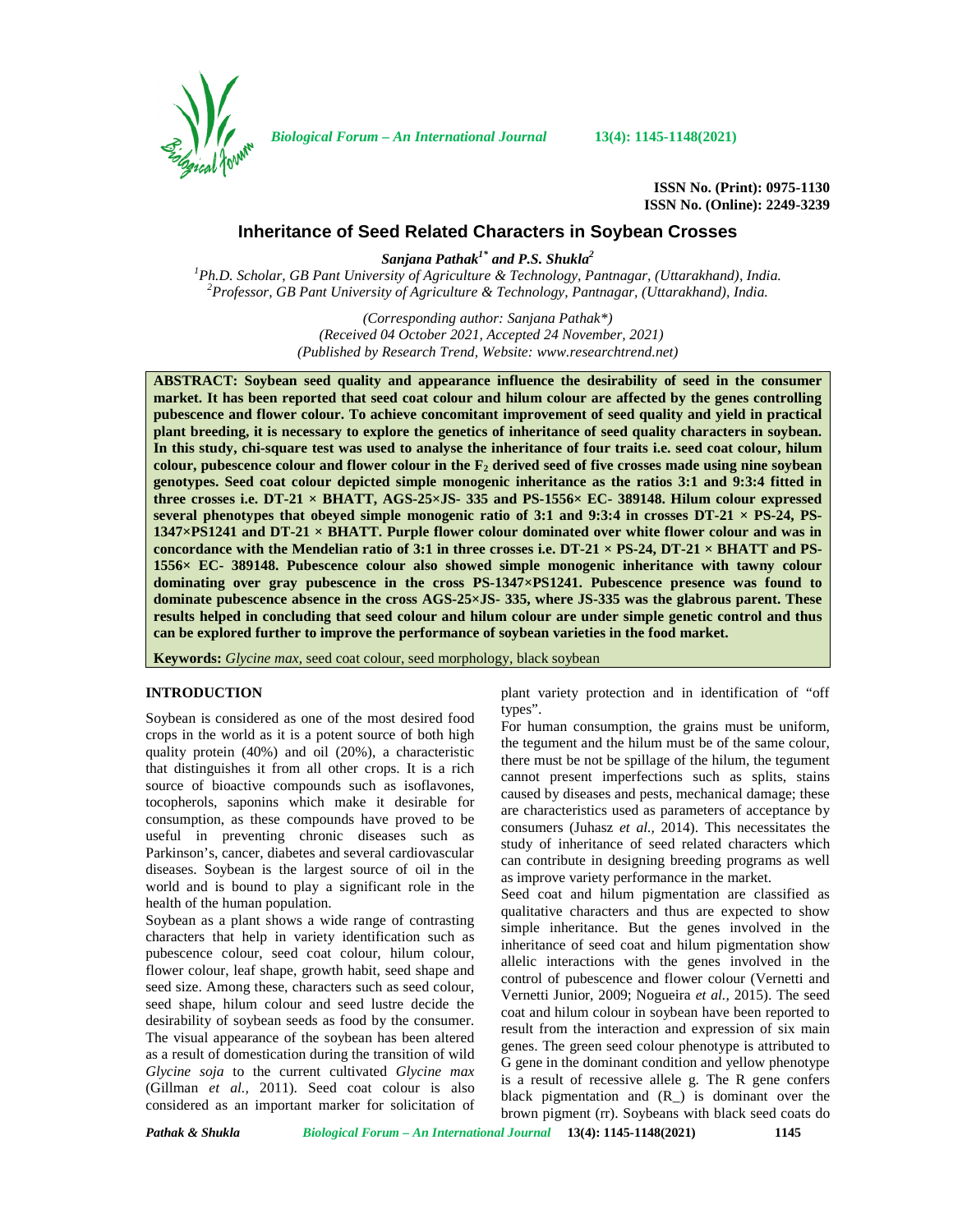ISSN No. (Print): 0975-1130
ISSN No. (Online): 2249-3239

# Inheritance of Seed Related Characters in Soybean Crosses

***Sanjana Pathak[1*] and P.S. Shukla[2]***

[1]*Ph.D. Scholar, GB Pant University of Agriculture & Technology, Pantnagar, (Uttarakhand), India.*
[2]*Professor, GB Pant University of Agriculture & Technology, Pantnagar, (Uttarakhand), India.*

*(Corresponding author: Sanjana Pathak\*)*
*(Received 04 October 2021, Accepted 24 November, 2021)*
*(Published by Research Trend, Website: www.researchtrend.net)*

**ABSTRACT: Soybean seed quality and appearance influence the desirability of seed in the consumer market. It has been reported that seed coat colour and hilum colour are affected by the genes controlling pubescence and flower colour. To achieve concomitant improvement of seed quality and yield in practical plant breeding, it is necessary to explore the genetics of inheritance of seed quality characters in soybean. In this study, chi-square test was used to analyse the inheritance of four traits i.e. seed coat colour, hilum colour, pubescence colour and flower colour in the $F_2$ derived seed of five crosses made using nine soybean genotypes. Seed coat colour depicted simple monogenic inheritance as the ratios 3:1 and 9:3:4 fitted in three crosses i.e. DT-21 × BHATT, AGS-25×JS- 335 and PS-1556× EC- 389148. Hilum colour expressed several phenotypes that obeyed simple monogenic ratio of 3:1 and 9:3:4 in crosses DT-21 × PS-24, PS-1347×PS1241 and DT-21 × BHATT. Purple flower colour dominated over white flower colour and was in concordance with the Mendelian ratio of 3:1 in three crosses i.e. DT-21 × PS-24, DT-21 × BHATT and PS-1556× EC- 389148. Pubescence colour also showed simple monogenic inheritance with tawny colour dominating over gray pubescence in the cross PS-1347×PS1241. Pubescence presence was found to dominate pubescence absence in the cross AGS-25×JS- 335, where JS-335 was the glabrous parent. These results helped in concluding that seed colour and hilum colour are under simple genetic control and thus can be explored further to improve the performance of soybean varieties in the food market.**

**Keywords:** *Glycine max*, seed coat colour, seed morphology, black soybean

## INTRODUCTION

Soybean is considered as one of the most desired food crops in the world as it is a potent source of both high quality protein (40%) and oil (20%), a characteristic that distinguishes it from all other crops. It is a rich source of bioactive compounds such as isoflavones, tocopherols, saponins which make it desirable for consumption, as these compounds have proved to be useful in preventing chronic diseases such as Parkinson's, cancer, diabetes and several cardiovascular diseases. Soybean is the largest source of oil in the world and is bound to play a significant role in the health of the human population.

Soybean as a plant shows a wide range of contrasting characters that help in variety identification such as pubescence colour, seed coat colour, hilum colour, flower colour, leaf shape, growth habit, seed shape and seed size. Among these, characters such as seed colour, seed shape, hilum colour and seed lustre decide the desirability of soybean seeds as food by the consumer. The visual appearance of the soybean has been altered as a result of domestication during the transition of wild *Glycine soja* to the current cultivated *Glycine max* (Gillman *et al.,* 2011). Seed coat colour is also considered as an important marker for solicitation of plant variety protection and in identification of "off types".

For human consumption, the grains must be uniform, the tegument and the hilum must be of the same colour, there must be not be spillage of the hilum, the tegument cannot present imperfections such as splits, stains caused by diseases and pests, mechanical damage; these are characteristics used as parameters of acceptance by consumers (Juhasz *et al.,* 2014). This necessitates the study of inheritance of seed related characters which can contribute in designing breeding programs as well as improve variety performance in the market.

Seed coat and hilum pigmentation are classified as qualitative characters and thus are expected to show simple inheritance. But the genes involved in the inheritance of seed coat and hilum pigmentation show allelic interactions with the genes involved in the control of pubescence and flower colour (Vernetti and Vernetti Junior, 2009; Nogueira *et al.,* 2015). The seed coat and hilum colour in soybean have been reported to result from the interaction and expression of six main genes. The green seed colour phenotype is attributed to G gene in the dominant condition and yellow phenotype is a result of recessive allele g. The R gene confers black pigmentation and (R_) is dominant over the brown pigment (rr). Soybeans with black seed coats do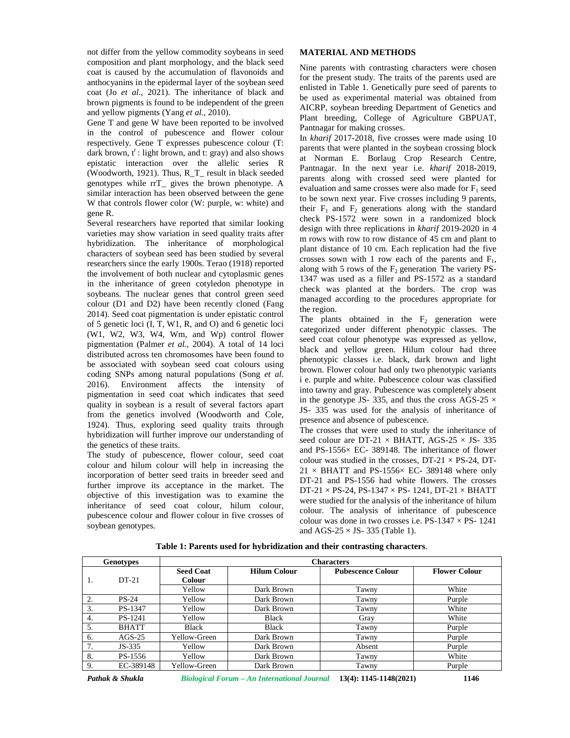not differ from the yellow commodity soybeans in seed composition and plant morphology, and the black seed coat is caused by the accumulation of flavonoids and anthocyanins in the epidermal layer of the soybean seed coat (Jo *et al.*, 2021). The inheritance of black and brown pigments is found to be independent of the green and yellow pigments (Yang *et al.*, 2010).

Gene T and gene W have been reported to be involved in the control of pubescence and flower colour respectively. Gene T expresses pubescence colour (T: dark brown, $t^r$ : light brown, and t: gray) and also shows epistatic interaction over the allelic series R (Woodworth, 1921). Thus, R_T_ result in black seeded genotypes while rrT_ gives the brown phenotype. A similar interaction has been observed between the gene W that controls flower color (W: purple, w: white) and gene R.

Several researchers have reported that similar looking varieties may show variation in seed quality traits after hybridization. The inheritance of morphological characters of soybean seed has been studied by several researchers since the early 1900s. Terao (1918) reported the involvement of both nuclear and cytoplasmic genes in the inheritance of green cotyledon phenotype in soybeans. The nuclear genes that control green seed colour (D1 and D2) have been recently cloned (Fang 2014). Seed coat pigmentation is under epistatic control of 5 genetic loci (I, T, W1, R, and O) and 6 genetic loci (W1, W2, W3, W4, Wm, and Wp) control flower pigmentation (Palmer *et al.*, 2004). A total of 14 loci distributed across ten chromosomes have been found to be associated with soybean seed coat colours using coding SNPs among natural populations (Song *et al.* 2016). Environment affects the intensity of pigmentation in seed coat which indicates that seed quality in soybean is a result of several factors apart from the genetics involved (Woodworth and Cole, 1924). Thus, exploring seed quality traits through hybridization will further improve our understanding of the genetics of these traits.

The study of pubescence, flower colour, seed coat colour and hilum colour will help in increasing the incorporation of better seed traits in breeder seed and further improve its acceptance in the market. The objective of this investigation was to examine the inheritance of seed coat colour, hilum colour, pubescence colour and flower colour in five crosses of soybean genotypes.

## MATERIAL AND METHODS

Nine parents with contrasting characters were chosen for the present study. The traits of the parents used are enlisted in Table 1. Genetically pure seed of parents to be used as experimental material was obtained from AICRP, soybean breeding Department of Genetics and Plant breeding, College of Agriculture GBPUAT, Pantnagar for making crosses.

In *kharif* 2017-2018, five crosses were made using 10 parents that were planted in the soybean crossing block at Norman E. Borlaug Crop Research Centre, Pantnagar. In the next year i.e. *kharif* 2018-2019, parents along with crossed seed were planted for evaluation and same crosses were also made for $F_1$ seed to be sown next year. Five crosses including 9 parents, their $F_1$ and $F_2$ generations along with the standard check PS-1572 were sown in a randomized block design with three replications in *kharif* 2019-2020 in 4 m rows with row to row distance of 45 cm and plant to plant distance of 10 cm. Each replication had the five crosses sown with 1 row each of the parents and $F_1$, along with 5 rows of the $F_2$ generation. The variety PS-1347 was used as a filler and PS-1572 as a standard check was planted at the borders. The crop was managed according to the procedures appropriate for the region.

The plants obtained in the $F_2$ generation were categorized under different phenotypic classes. The seed coat colour phenotype was expressed as yellow, black and yellow green. Hilum colour had three phenotypic classes i.e. black, dark brown and light brown. Flower colour had only two phenotypic variants i e. purple and white. Pubescence colour was classified into tawny and gray. Pubescence was completely absent in the genotype JS- 335, and thus the cross AGS-25 × JS- 335 was used for the analysis of inheritance of presence and absence of pubescence.

The crosses that were used to study the inheritance of seed colour are DT-21 × BHATT, AGS-25 × JS- 335 and PS-1556× EC- 389148. The inheritance of flower colour was studied in the crosses, DT-21 × PS-24, DT-21 × BHATT and PS-1556× EC- 389148 where only DT-21 and PS-1556 had white flowers. The crosses DT-21 × PS-24, PS-1347 × PS- 1241, DT-21 × BHATT were studied for the analysis of the inheritance of hilum colour. The analysis of inheritance of pubescence colour was done in two crosses i.e. PS-1347 × PS- 1241 and AGS-25 × JS- 335 (Table 1).

**Table 1: Parents used for hybridization and their contrasting characters**.

| | Genotypes | Characters | | | |
|---|---|---|---|---|---|
| | | **Seed Coat Colour** | **Hilum Colour** | **Pubescence Colour** | **Flower Colour** |
| 1. | DT-21 | Yellow | Dark Brown | Tawny | White |
| 2. | PS-24 | Yellow | Dark Brown | Tawny | Purple |
| 3. | PS-1347 | Yellow | Dark Brown | Tawny | White |
| 4. | PS-1241 | Yellow | Black | Gray | White |
| 5. | BHATT | Black | Black | Tawny | Purple |
| 6. | AGS-25 | Yellow-Green | Dark Brown | Tawny | Purple |
| 7. | JS-335 | Yellow | Dark Brown | Absent | Purple |
| 8. | PS-1556 | Yellow | Dark Brown | Tawny | White |
| 9. | EC-389148 | Yellow-Green | Dark Brown | Tawny | Purple |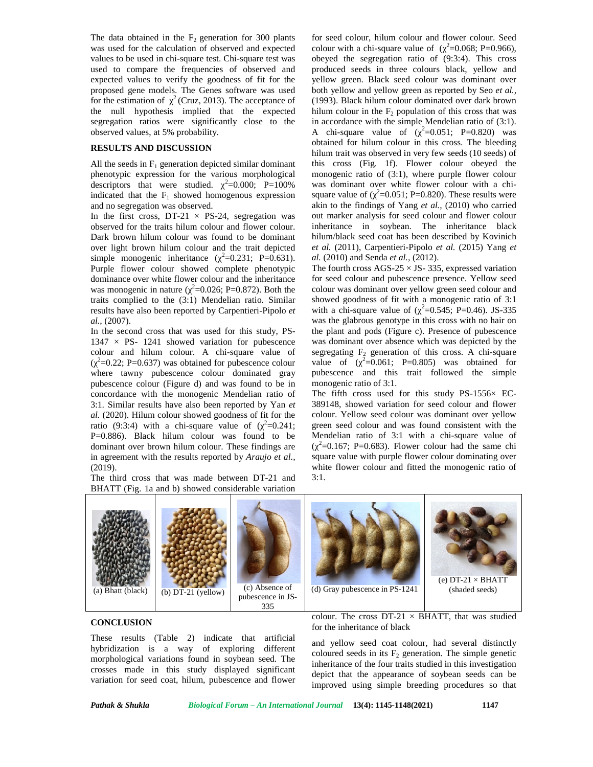The data obtained in the $F_2$ generation for 300 plants was used for the calculation of observed and expected values to be used in chi-square test. Chi-square test was used to compare the frequencies of observed and expected values to verify the goodness of fit for the proposed gene models. The Genes software was used for the estimation of $\chi^2$ (Cruz, 2013). The acceptance of the null hypothesis implied that the expected segregation ratios were significantly close to the observed values, at 5% probability.

## RESULTS AND DISCUSSION

All the seeds in $F_1$ generation depicted similar dominant phenotypic expression for the various morphological descriptors that were studied. $\chi^2$=0.000; P=100% indicated that the $F_1$ showed homogenous expression and no segregation was observed.

In the first cross, DT-21 × PS-24, segregation was observed for the traits hilum colour and flower colour. Dark brown hilum colour was found to be dominant over light brown hilum colour and the trait depicted simple monogenic inheritance ($\chi^2$=0.231; P=0.631). Purple flower colour showed complete phenotypic dominance over white flower colour and the inheritance was monogenic in nature ($\chi^2$=0.026; P=0.872). Both the traits complied to the (3:1) Mendelian ratio. Similar results have also been reported by Carpentieri-Pipolo *et al.,* (2007).

In the second cross that was used for this study, PS-1347 × PS- 1241 showed variation for pubescence colour and hilum colour. A chi-square value of ($\chi^2$=0.22; P=0.637) was obtained for pubescence colour where tawny pubescence colour dominated gray pubescence colour (Figure d) and was found to be in concordance with the monogenic Mendelian ratio of 3:1. Similar results have also been reported by Yan *et al.* (2020). Hilum colour showed goodness of fit for the ratio (9:3:4) with a chi-square value of ($\chi^2$=0.241; P=0.886). Black hilum colour was found to be dominant over brown hilum colour. These findings are in agreement with the results reported by *Araujo et al.,* (2019).

The third cross that was made between DT-21 and BHATT (Fig. 1a and b) showed considerable variation for seed colour, hilum colour and flower colour. Seed colour with a chi-square value of ($\chi^2$=0.068; P=0.966), obeyed the segregation ratio of (9:3:4). This cross produced seeds in three colours black, yellow and yellow green. Black seed colour was dominant over both yellow and yellow green as reported by Seo *et al.,* (1993). Black hilum colour dominated over dark brown hilum colour in the $F_2$ population of this cross that was in accordance with the simple Mendelian ratio of (3:1). A chi-square value of ($\chi^2$=0.051; P=0.820) was obtained for hilum colour in this cross. The bleeding hilum trait was observed in very few seeds (10 seeds) of this cross (Fig. 1f). Flower colour obeyed the monogenic ratio of (3:1), where purple flower colour was dominant over white flower colour with a chi-square value of ($\chi^2$=0.051; P=0.820). These results were akin to the findings of Yang *et al.,* (2010) who carried out marker analysis for seed colour and flower colour inheritance in soybean. The inheritance black hilum/black seed coat has been described by Kovinich *et al.* (2011), Carpentieri-Pipolo *et al.* (2015) Yang *et al.* (2010) and Senda *et al.,* (2012).

The fourth cross AGS-25 × JS- 335, expressed variation for seed colour and pubescence presence. Yellow seed colour was dominant over yellow green seed colour and showed goodness of fit with a monogenic ratio of 3:1 with a chi-square value of ($\chi^2$=0.545; P=0.46). JS-335 was the glabrous genotype in this cross with no hair on the plant and pods (Figure c). Presence of pubescence was dominant over absence which was depicted by the segregating $F_2$ generation of this cross. A chi-square value of ($\chi^2$=0.061; P=0.805) was obtained for pubescence and this trait followed the simple monogenic ratio of 3:1.

The fifth cross used for this study PS-1556× EC-389148, showed variation for seed colour and flower colour. Yellow seed colour was dominant over yellow green seed colour and was found consistent with the Mendelian ratio of 3:1 with a chi-square value of ($\chi^2$=0.167; P=0.683). Flower colour had the same chi square value with purple flower colour dominating over white flower colour and fitted the monogenic ratio of 3:1.

(a) Bhatt (black) (b) DT-21 (yellow) (c) Absence of pubescence in JS-335 (d) Gray pubescence in PS-1241 (e) DT-21 × BHATT (shaded seeds)

## CONCLUSION

These results (Table 2) indicate that artificial hybridization is a way of exploring different morphological variations found in soybean seed. The crosses made in this study displayed significant variation for seed coat, hilum, pubescence and flower colour. The cross DT-21 × BHATT, that was studied for the inheritance of black and yellow seed coat colour, had several distinctly coloured seeds in its $F_2$ generation. The simple genetic inheritance of the four traits studied in this investigation depict that the appearance of soybean seeds can be improved using simple breeding procedures so that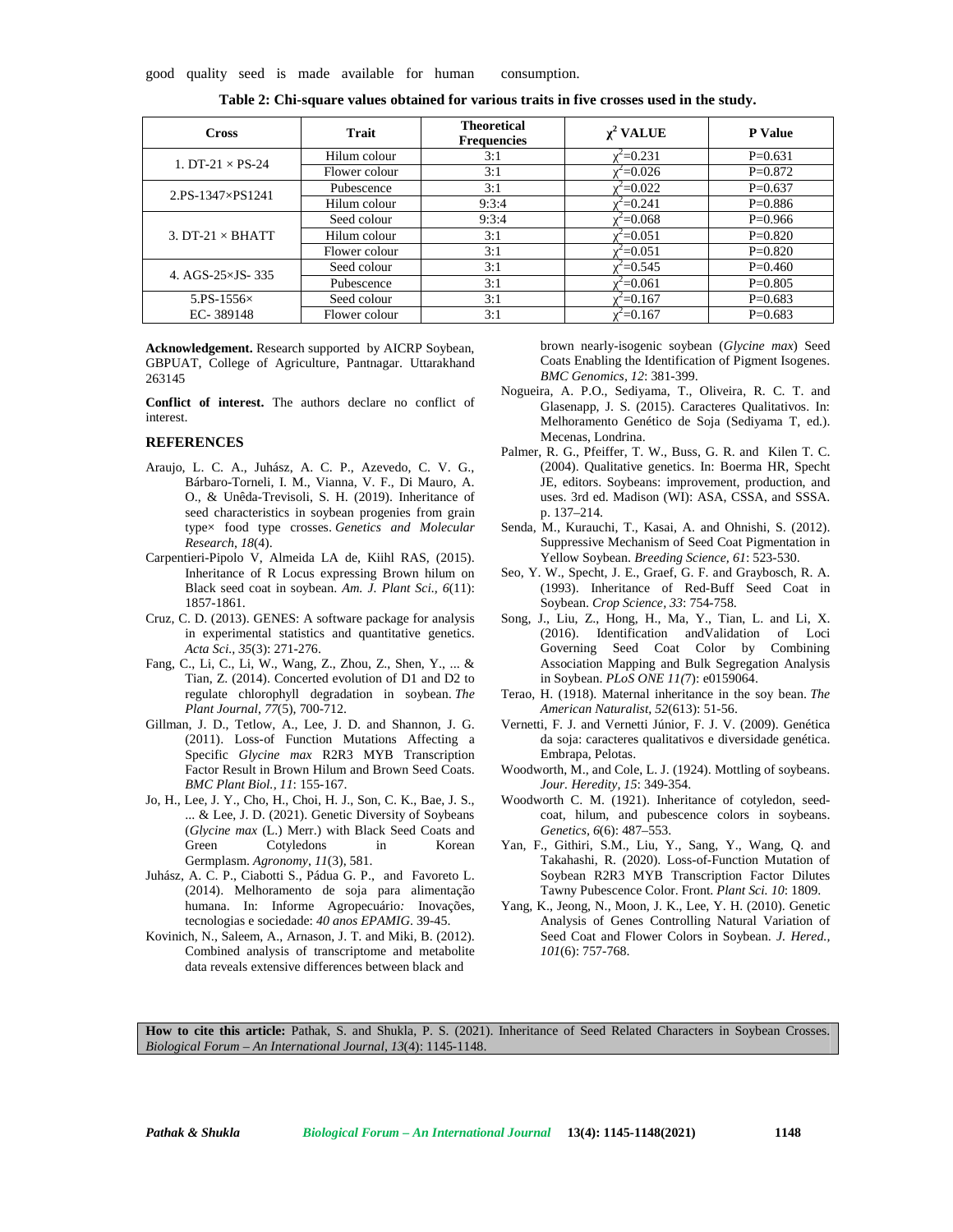good quality seed is made available for human consumption.

**Table 2: Chi-square values obtained for various traits in five crosses used in the study.**

| Cross | Trait | Theoretical Frequencies | $\chi^2$ VALUE | P Value |
|---|---|---|---|---|
| 1. DT-21 × PS-24 | Hilum colour | 3:1 | $\chi^2$=0.231 | P=0.631 |
| | Flower colour | 3:1 | $\chi^2$=0.026 | P=0.872 |
| 2.PS-1347×PS1241 | Pubescence | 3:1 | $\chi^2$=0.022 | P=0.637 |
| | Hilum colour | 9:3:4 | $\chi^2$=0.241 | P=0.886 |
| 3. DT-21 × BHATT | Seed colour | 9:3:4 | $\chi^2$=0.068 | P=0.966 |
| | Hilum colour | 3:1 | $\chi^2$=0.051 | P=0.820 |
| | Flower colour | 3:1 | $\chi^2$=0.051 | P=0.820 |
| 4. AGS-25×JS- 335 | Seed colour | 3:1 | $\chi^2$=0.545 | P=0.460 |
| | Pubescence | 3:1 | $\chi^2$=0.061 | P=0.805 |
| 5.PS-1556× EC- 389148 | Seed colour | 3:1 | $\chi^2$=0.167 | P=0.683 |
| | Flower colour | 3:1 | $\chi^2$=0.167 | P=0.683 |

**Acknowledgement.** Research supported by AICRP Soybean, GBPUAT, College of Agriculture, Pantnagar. Uttarakhand 263145

**Conflict of interest.** The authors declare no conflict of interest.

## REFERENCES

Araujo, L. C. A., Juhász, A. C. P., Azevedo, C. V. G., Bárbaro-Torneli, I. M., Vianna, V. F., Di Mauro, A. O., & Unêda-Trevisoli, S. H. (2019). Inheritance of seed characteristics in soybean progenies from grain type× food type crosses. *Genetics and Molecular Research*, *18*(4).

Carpentieri-Pipolo V, Almeida LA de, Kiihl RAS, (2015). Inheritance of R Locus expressing Brown hilum on Black seed coat in soybean. *Am. J. Plant Sci., 6*(11): 1857-1861.

Cruz, C. D. (2013). GENES: A software package for analysis in experimental statistics and quantitative genetics. *Acta Sci.*, *35*(3): 271-276.

Fang, C., Li, C., Li, W., Wang, Z., Zhou, Z., Shen, Y., ... & Tian, Z. (2014). Concerted evolution of D1 and D2 to regulate chlorophyll degradation in soybean. *The Plant Journal*, *77*(5), 700-712.

Gillman, J. D., Tetlow, A., Lee, J. D. and Shannon, J. G. (2011). Loss-of Function Mutations Affecting a Specific *Glycine max* R2R3 MYB Transcription Factor Result in Brown Hilum and Brown Seed Coats. *BMC Plant Biol.*, *11*: 155-167.

Jo, H., Lee, J. Y., Cho, H., Choi, H. J., Son, C. K., Bae, J. S., ... & Lee, J. D. (2021). Genetic Diversity of Soybeans (*Glycine max* (L.) Merr.) with Black Seed Coats and Green Cotyledons in Korean Germplasm. *Agronomy*, *11*(3), 581.

Juhász, A. C. P., Ciabotti S., Pádua G. P., and Favoreto L. (2014). Melhoramento de soja para alimentação humana. In: Informe Agropecuário*:* Inovações, tecnologias e sociedade: *40 anos EPAMIG*. 39-45.

Kovinich, N., Saleem, A., Arnason, J. T. and Miki, B. (2012). Combined analysis of transcriptome and metabolite data reveals extensive differences between black and brown nearly-isogenic soybean (*Glycine max*) Seed Coats Enabling the Identification of Pigment Isogenes. *BMC Genomics*, *12*: 381-399.

Nogueira, A. P.O., Sediyama, T., Oliveira, R. C. T. and Glasenapp, J. S. (2015). Caracteres Qualitativos. In: Melhoramento Genético de Soja (Sediyama T, ed.). Mecenas, Londrina.

Palmer, R. G., Pfeiffer, T. W., Buss, G. R. and Kilen T. C. (2004). Qualitative genetics. In: Boerma HR, Specht JE, editors. Soybeans: improvement, production, and uses. 3rd ed. Madison (WI): ASA, CSSA, and SSSA. p. 137–214.

Senda, M., Kurauchi, T., Kasai, A. and Ohnishi, S. (2012). Suppressive Mechanism of Seed Coat Pigmentation in Yellow Soybean. *Breeding Science, 61*: 523-530.

Seo, Y. W., Specht, J. E., Graef, G. F. and Graybosch, R. A. (1993). Inheritance of Red-Buff Seed Coat in Soybean. *Crop Science*, *33*: 754-758.

Song, J., Liu, Z., Hong, H., Ma, Y., Tian, L. and Li, X. (2016). Identification andValidation of Loci Governing Seed Coat Color by Combining Association Mapping and Bulk Segregation Analysis in Soybean. *PLoS ONE 11*(7): e0159064.

Terao, H. (1918). Maternal inheritance in the soy bean. *The American Naturalist*, *52*(613): 51-56.

Vernetti, F. J. and Vernetti Júnior, F. J. V. (2009). Genética da soja: caracteres qualitativos e diversidade genética. Embrapa, Pelotas.

Woodworth, M., and Cole, L. J. (1924). Mottling of soybeans. *Jour. Heredity, 15*: 349-354.

Woodworth C. M. (1921). Inheritance of cotyledon, seed-coat, hilum, and pubescence colors in soybeans. *Genetics*, *6*(6): 487–553.

Yan, F., Githiri, S.M., Liu, Y., Sang, Y., Wang, Q. and Takahashi, R. (2020). Loss-of-Function Mutation of Soybean R2R3 MYB Transcription Factor Dilutes Tawny Pubescence Color. Front. *Plant Sci. 10*: 1809.

Yang, K., Jeong, N., Moon, J. K., Lee, Y. H. (2010). Genetic Analysis of Genes Controlling Natural Variation of Seed Coat and Flower Colors in Soybean. *J. Hered., 101*(6): 757-768.

**How to cite this article:** Pathak, S. and Shukla, P. S. (2021). Inheritance of Seed Related Characters in Soybean Crosses. *Biological Forum – An International Journal*, *13*(4): 1145-1148.